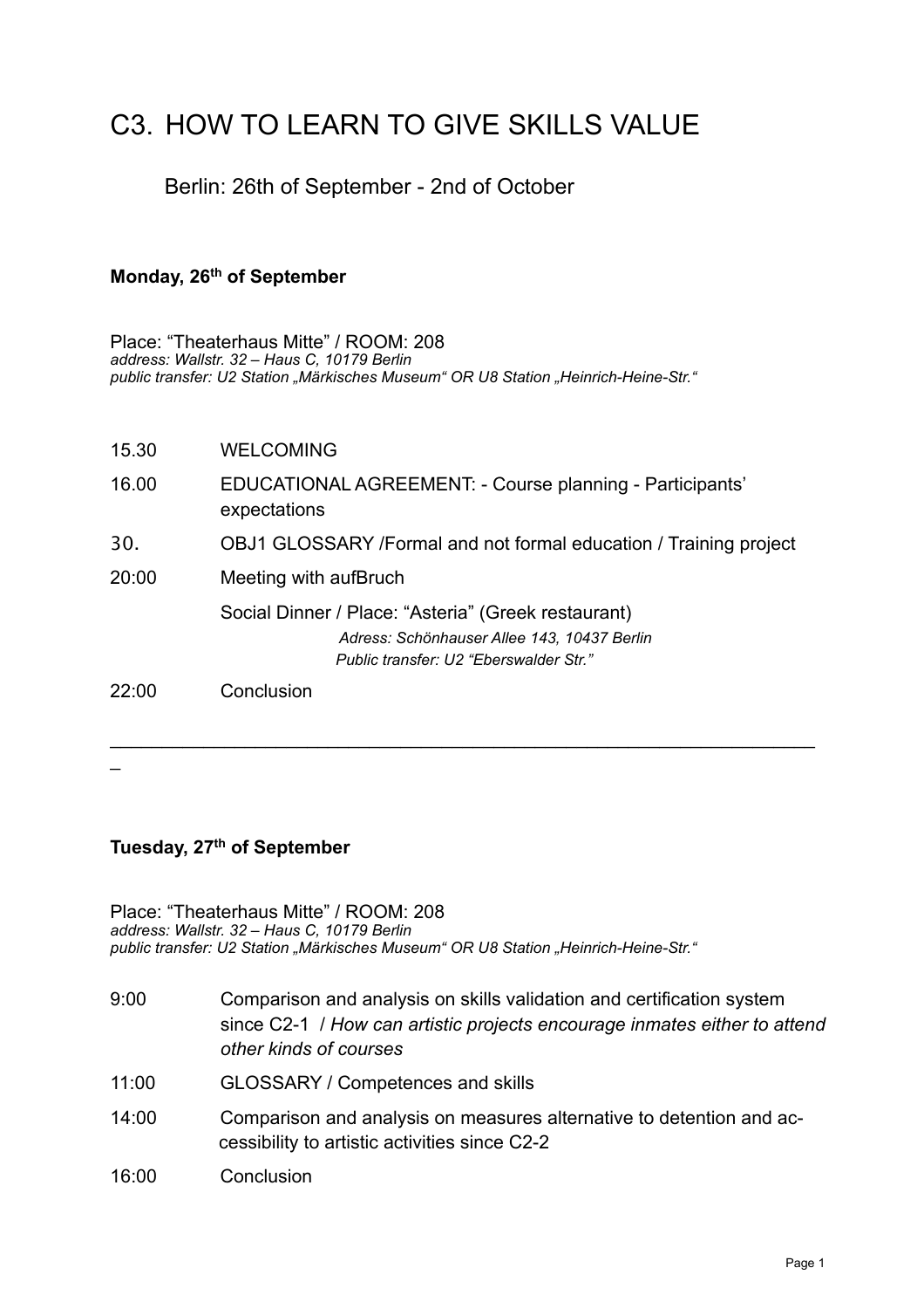# C3. HOW TO LEARN TO GIVE SKILLS VALUE

Berlin: 26th of September - 2nd of October

**Monday, 26th of September**

Place: “Theaterhaus Mitte” / ROOM: 208
*address: Wallstr. 32 – Haus C, 10179 Berlin*
*public transfer: U2 Station „Märkisches Museum“ OR U8 Station „Heinrich-Heine-Str.“*

| | |
|---|---|
| 15.30 | WELCOMING |
| 16.00 | EDUCATIONAL AGREEMENT: - Course planning - Participants’ expectations |
| 30. | OBJ1 GLOSSARY /Formal and not formal education / Training project |
| 20:00 | Meeting with aufBruch |
| | Social Dinner / Place: “Asteria” (Greek restaurant) *Adress: Schönhauser Allee 143, 10437 Berlin* *Public transfer: U2 “Eberswalder Str.”* |
| 22:00 | Conclusion |

---

**Tuesday, 27th of September**

Place: “Theaterhaus Mitte” / ROOM: 208
*address: Wallstr. 32 – Haus C, 10179 Berlin*
*public transfer: U2 Station „Märkisches Museum“ OR U8 Station „Heinrich-Heine-Str.“*

| | |
|---|---|
| 9:00 | Comparison and analysis on skills validation and certification system since C2-1 / *How can artistic projects encourage inmates either to attend other kinds of courses* |
| 11:00 | GLOSSARY / Competences and skills |
| 14:00 | Comparison and analysis on measures alternative to detention and accessibility to artistic activities since C2-2 |
| 16:00 | Conclusion |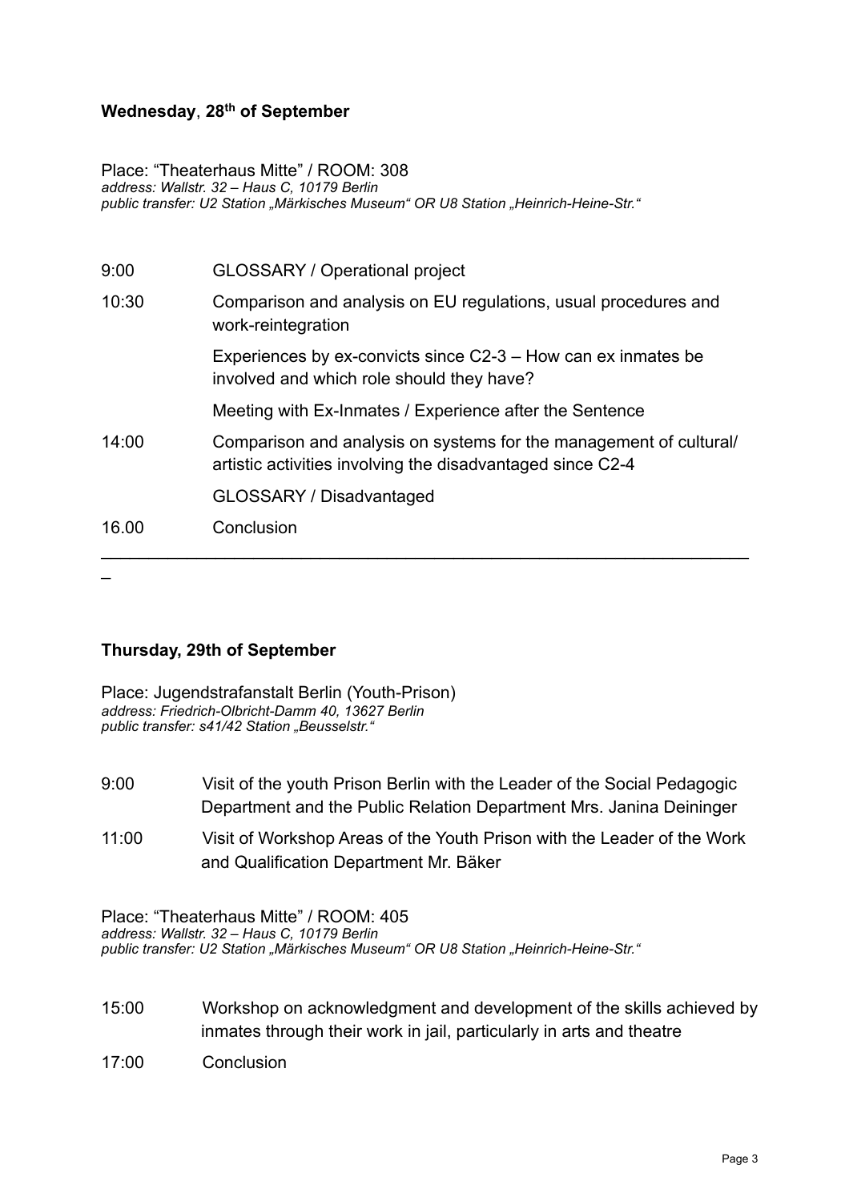**Wednesday**, **28th of September**

Place: “Theaterhaus Mitte” / ROOM: 308
*address: Wallstr. 32 – Haus C, 10179 Berlin*
*public transfer: U2 Station „Märkisches Museum“ OR U8 Station „Heinrich-Heine-Str.“*

| | |
|---|---|
| 9:00 | GLOSSARY / Operational project |
| 10:30 | Comparison and analysis on EU regulations, usual procedures and work-reintegration |
| | Experiences by ex-convicts since C2-3 – How can ex inmates be involved and which role should they have? |
| | Meeting with Ex-Inmates / Experience after the Sentence |
| 14:00 | Comparison and analysis on systems for the management of cultural/ artistic activities involving the disadvantaged since C2-4 |
| | GLOSSARY / Disadvantaged |
| 16.00 | Conclusion |

---

**Thursday, 29th of September**

Place: Jugendstrafanstalt Berlin (Youth-Prison)
*address: Friedrich-Olbricht-Damm 40, 13627 Berlin*
*public transfer: s41/42 Station „Beusselstr.“*

| | |
|---|---|
| 9:00 | Visit of the youth Prison Berlin with the Leader of the Social Pedagogic Department and the Public Relation Department Mrs. Janina Deininger |
| 11:00 | Visit of Workshop Areas of the Youth Prison with the Leader of the Work and Qualification Department Mr. Bäker |

Place: “Theaterhaus Mitte” / ROOM: 405
*address: Wallstr. 32 – Haus C, 10179 Berlin*
*public transfer: U2 Station „Märkisches Museum“ OR U8 Station „Heinrich-Heine-Str.“*

| | |
|---|---|
| 15:00 | Workshop on acknowledgment and development of the skills achieved by inmates through their work in jail, particularly in arts and theatre |
| 17:00 | Conclusion |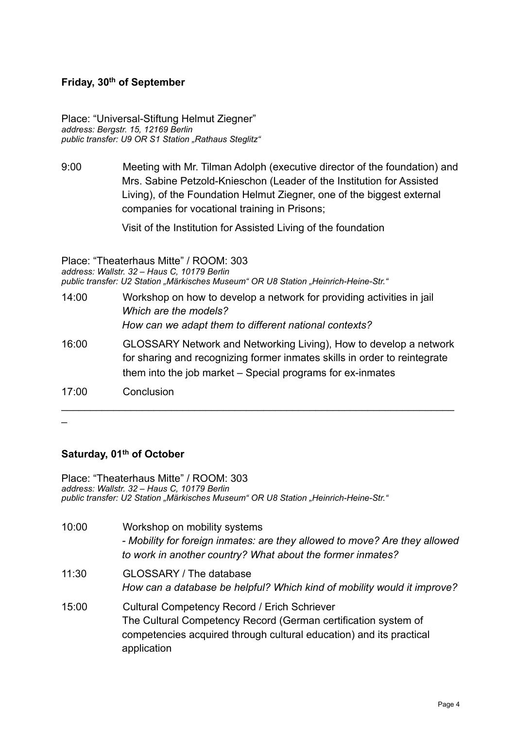**Friday, 30th of September**

Place: "Universal-Stiftung Helmut Ziegner"
*address: Bergstr. 15, 12169 Berlin*
*public transfer: U9 OR S1 Station „Rathaus Steglitz"*

9:00 Meeting with Mr. Tilman Adolph (executive director of the foundation) and Mrs. Sabine Petzold-Knieschon (Leader of the Institution for Assisted Living), of the Foundation Helmut Ziegner, one of the biggest external companies for vocational training in Prisons;

Visit of the Institution for Assisted Living of the foundation

Place: "Theaterhaus Mitte" / ROOM: 303
*address: Wallstr. 32 – Haus C, 10179 Berlin*
*public transfer: U2 Station „Märkisches Museum" OR U8 Station „Heinrich-Heine-Str."*

14:00 Workshop on how to develop a network for providing activities in jail
*Which are the models?*
*How can we adapt them to different national contexts?*

16:00 GLOSSARY Network and Networking Living), How to develop a network for sharing and recognizing former inmates skills in order to reintegrate them into the job market – Special programs for ex-inmates

17:00 Conclusion

---

**Saturday, 01th of October**

Place: "Theaterhaus Mitte" / ROOM: 303
*address: Wallstr. 32 – Haus C, 10179 Berlin*
*public transfer: U2 Station „Märkisches Museum" OR U8 Station „Heinrich-Heine-Str."*

10:00 Workshop on mobility systems
*- Mobility for foreign inmates: are they allowed to move? Are they allowed to work in another country? What about the former inmates?*

11:30 GLOSSARY / The database
*How can a database be helpful? Which kind of mobility would it improve?*

15:00 Cultural Competency Record / Erich Schriever
The Cultural Competency Record (German certification system of competencies acquired through cultural education) and its practical application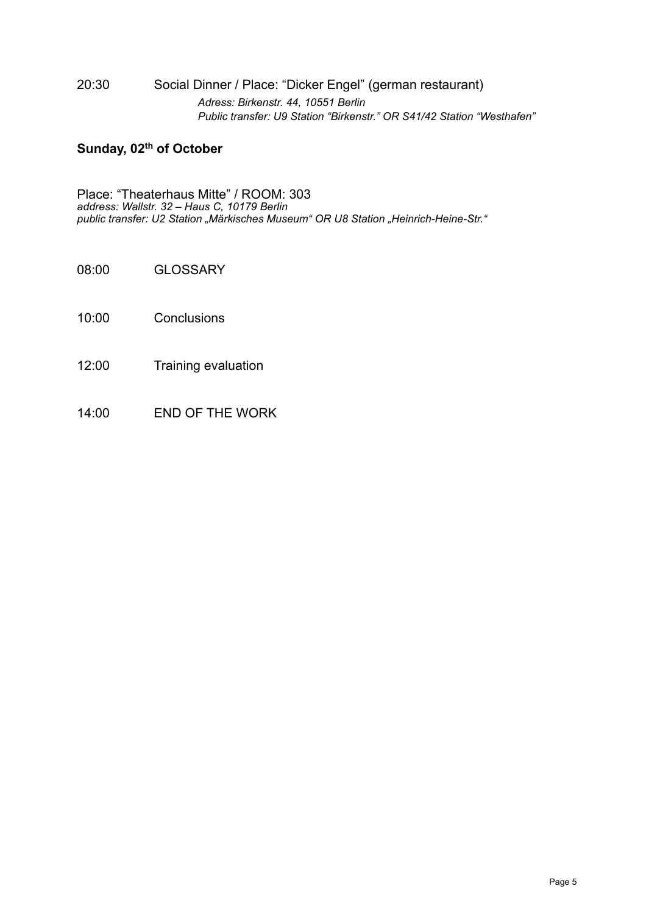20:30 Social Dinner / Place: “Dicker Engel” (german restaurant)

*Adress: Birkenstr. 44, 10551 Berlin*

*Public transfer: U9 Station “Birkenstr.” OR S41/42 Station “Westhafen”*

**Sunday, 02th of October**

Place: “Theaterhaus Mitte” / ROOM: 303

*address: Wallstr. 32 – Haus C, 10179 Berlin*

*public transfer: U2 Station „Märkisches Museum“ OR U8 Station „Heinrich-Heine-Str.“*

08:00 GLOSSARY

10:00 Conclusions

12:00 Training evaluation

14:00 END OF THE WORK